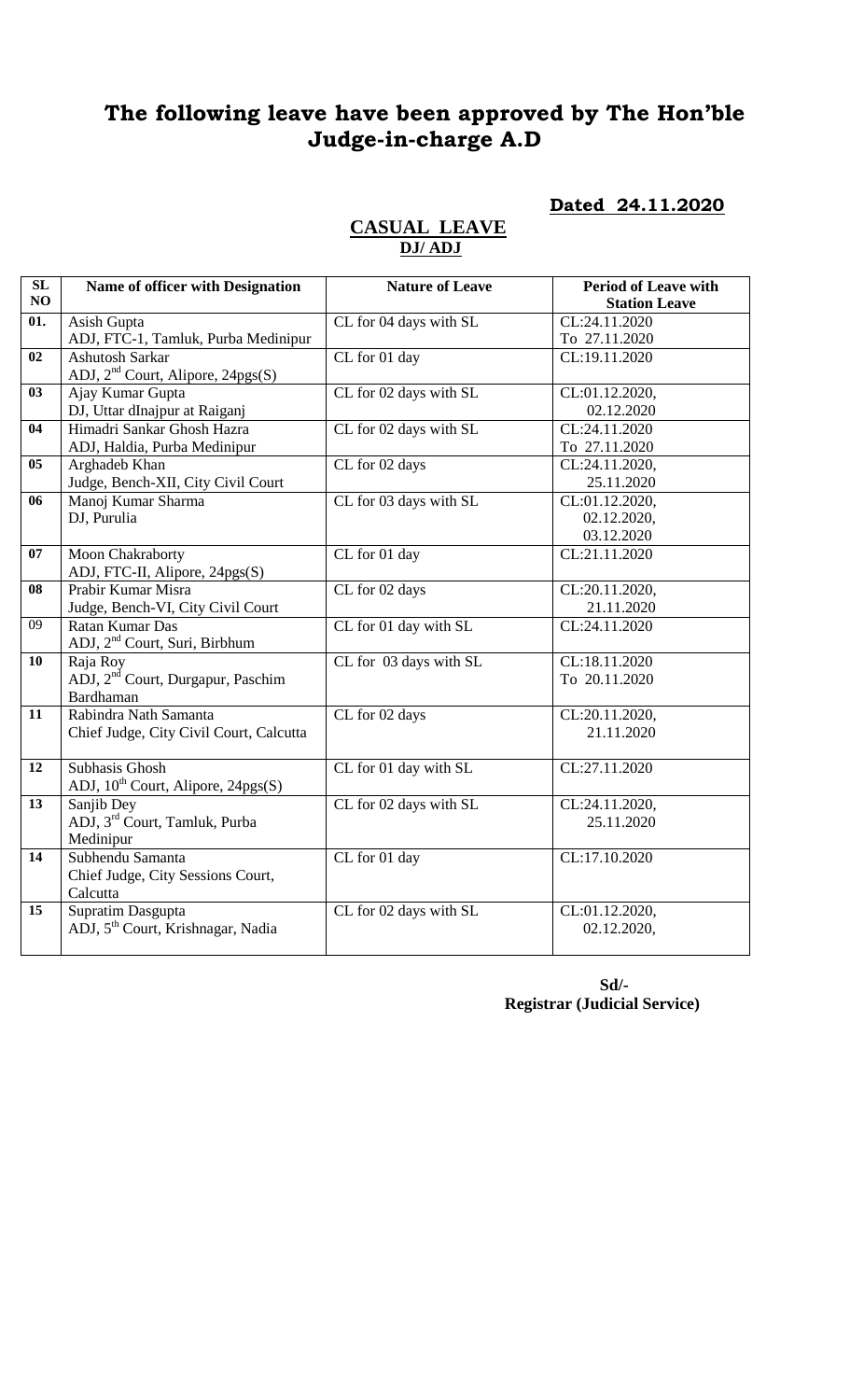# The following leave have been approved by The Hon'ble Judge-in-charge A.D

**Dated 24.11.2020**

## CASUAL LEAVE

### DJ/ ADJ

| SL NO | Name of officer with Designation | Nature of Leave | Period of Leave with Station Leave |
|---|---|---|---|
| 01. | Asish Gupta<br>ADJ, FTC-1, Tamluk, Purba Medinipur | CL for 04 days with SL | CL:24.11.2020<br>To 27.11.2020 |
| 02 | Ashutosh Sarkar<br>ADJ, 2nd Court, Alipore, 24pgs(S) | CL for 01 day | CL:19.11.2020 |
| 03 | Ajay Kumar Gupta<br>DJ, Uttar dInajpur at Raiganj | CL for 02 days with SL | CL:01.12.2020,<br>02.12.2020 |
| 04 | Himadri Sankar Ghosh Hazra<br>ADJ, Haldia, Purba Medinipur | CL for 02 days with SL | CL:24.11.2020<br>To 27.11.2020 |
| 05 | Arghadeb Khan<br>Judge, Bench-XII, City Civil Court | CL for 02 days | CL:24.11.2020,<br>25.11.2020 |
| 06 | Manoj Kumar Sharma<br>DJ, Purulia | CL for 03 days with SL | CL:01.12.2020,<br>02.12.2020,<br>03.12.2020 |
| 07 | Moon Chakraborty<br>ADJ, FTC-II, Alipore, 24pgs(S) | CL for 01 day | CL:21.11.2020 |
| 08 | Prabir Kumar Misra<br>Judge, Bench-VI, City Civil Court | CL for 02 days | CL:20.11.2020,<br>21.11.2020 |
| 09 | Ratan Kumar Das<br>ADJ, 2nd Court, Suri, Birbhum | CL for 01 day with SL | CL:24.11.2020 |
| 10 | Raja Roy<br>ADJ, 2nd Court, Durgapur, Paschim Bardhaman | CL for 03 days with SL | CL:18.11.2020<br>To 20.11.2020 |
| 11 | Rabindra Nath Samanta<br>Chief Judge, City Civil Court, Calcutta | CL for 02 days | CL:20.11.2020,<br>21.11.2020 |
| 12 | Subhasis Ghosh<br>ADJ, 10th Court, Alipore, 24pgs(S) | CL for 01 day with SL | CL:27.11.2020 |
| 13 | Sanjib Dey<br>ADJ, 3rd Court, Tamluk, Purba Medinipur | CL for 02 days with SL | CL:24.11.2020,<br>25.11.2020 |
| 14 | Subhendu Samanta<br>Chief Judge, City Sessions Court, Calcutta | CL for 01 day | CL:17.10.2020 |
| 15 | Supratim Dasgupta<br>ADJ, 5th Court, Krishnagar, Nadia | CL for 02 days with SL | CL:01.12.2020,<br>02.12.2020, |

**Sd/-**
**Registrar (Judicial Service)**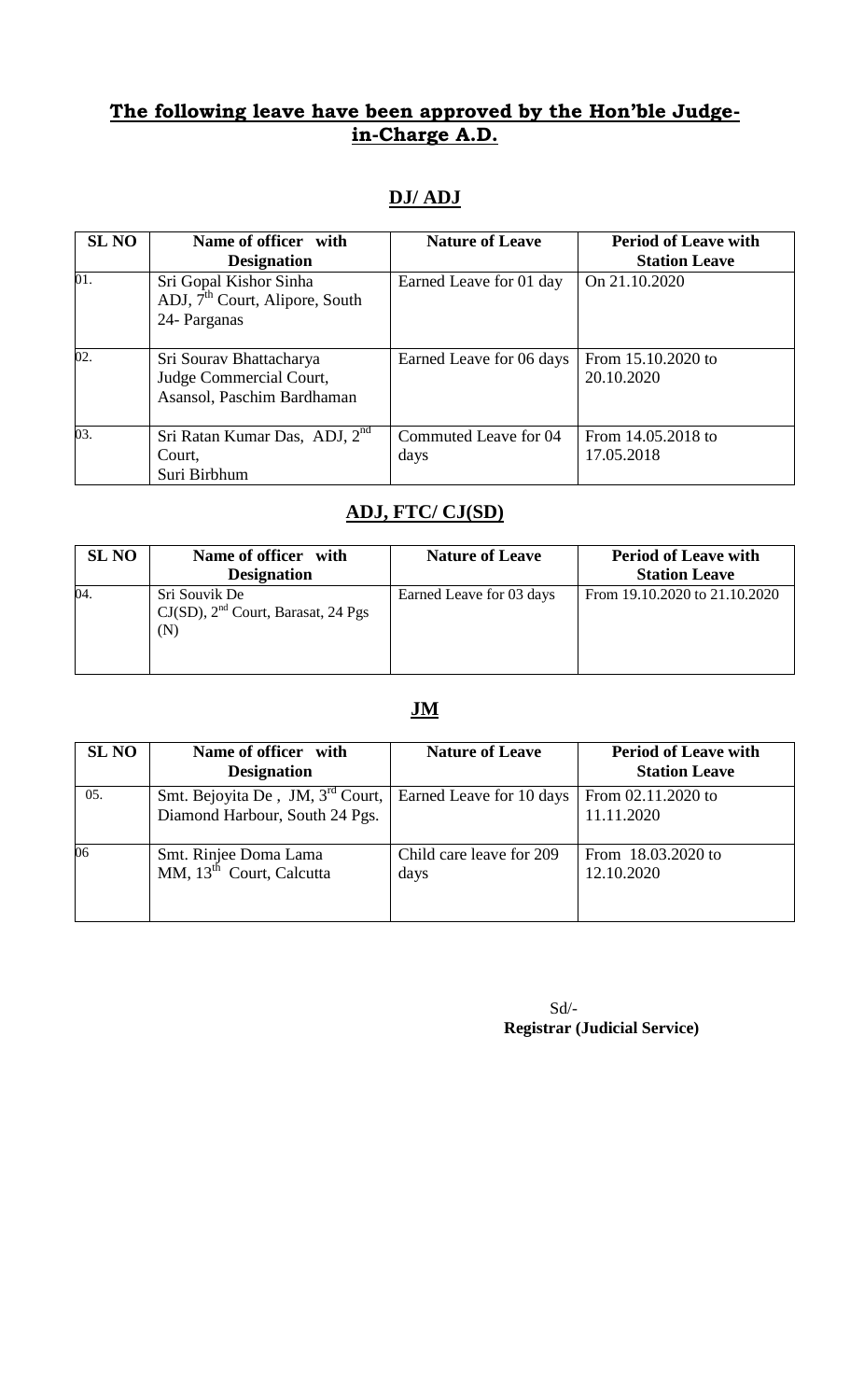## The following leave have been approved by the Hon'ble Judge-in-Charge A.D.

### DJ/ ADJ

| SL NO | Name of officer with Designation | Nature of Leave | Period of Leave with Station Leave |
|---|---|---|---|
| 01. | Sri Gopal Kishor Sinha ADJ, 7th Court, Alipore, South 24- Parganas | Earned Leave for 01 day | On 21.10.2020 |
| 02. | Sri Sourav Bhattacharya Judge Commercial Court, Asansol, Paschim Bardhaman | Earned Leave for 06 days | From 15.10.2020 to 20.10.2020 |
| 03. | Sri Ratan Kumar Das, ADJ, 2nd Court, Suri Birbhum | Commuted Leave for 04 days | From 14.05.2018 to 17.05.2018 |

### ADJ, FTC/ CJ(SD)

| SL NO | Name of officer with Designation | Nature of Leave | Period of Leave with Station Leave |
|---|---|---|---|
| 04. | Sri Souvik De CJ(SD), 2nd Court, Barasat, 24 Pgs (N) | Earned Leave for 03 days | From 19.10.2020 to 21.10.2020 |

### JM

| SL NO | Name of officer with Designation | Nature of Leave | Period of Leave with Station Leave |
|---|---|---|---|
| 05. | Smt. Bejoyita De , JM, 3rd Court, Diamond Harbour, South 24 Pgs. | Earned Leave for 10 days | From 02.11.2020 to 11.11.2020 |
| 06 | Smt. Rinjee Doma Lama MM, 13th Court, Calcutta | Child care leave for 209 days | From 18.03.2020 to 12.10.2020 |

Sd/-
**Registrar (Judicial Service)**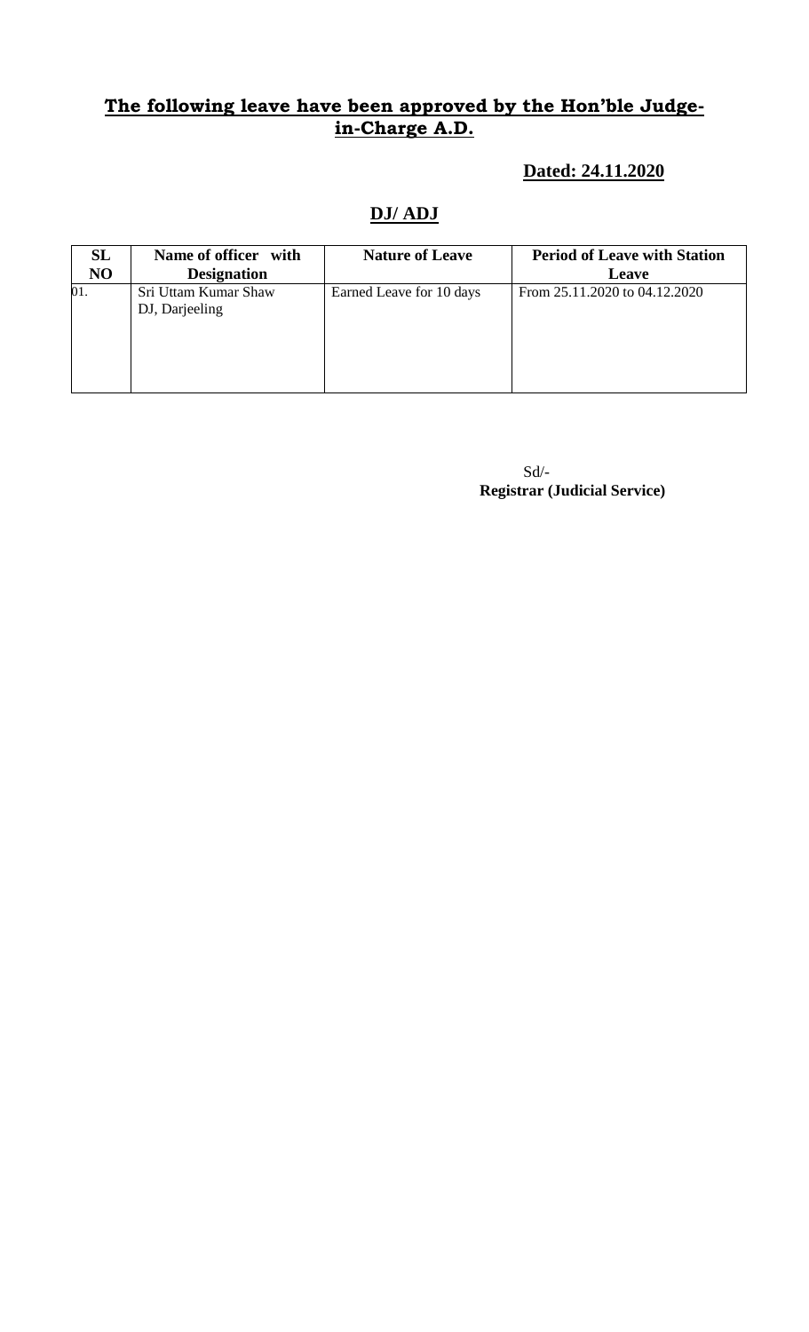## **The following leave have been approved by the Hon'ble Judge-in-Charge A.D.**

**Dated: 24.11.2020**

### **DJ/ ADJ**

| SL NO | Name of officer with Designation | Nature of Leave | Period of Leave with Station Leave |
|---|---|---|---|
| 01. | Sri Uttam Kumar Shaw DJ, Darjeeling | Earned Leave for 10 days | From 25.11.2020 to 04.12.2020 |

Sd/-
**Registrar (Judicial Service)**